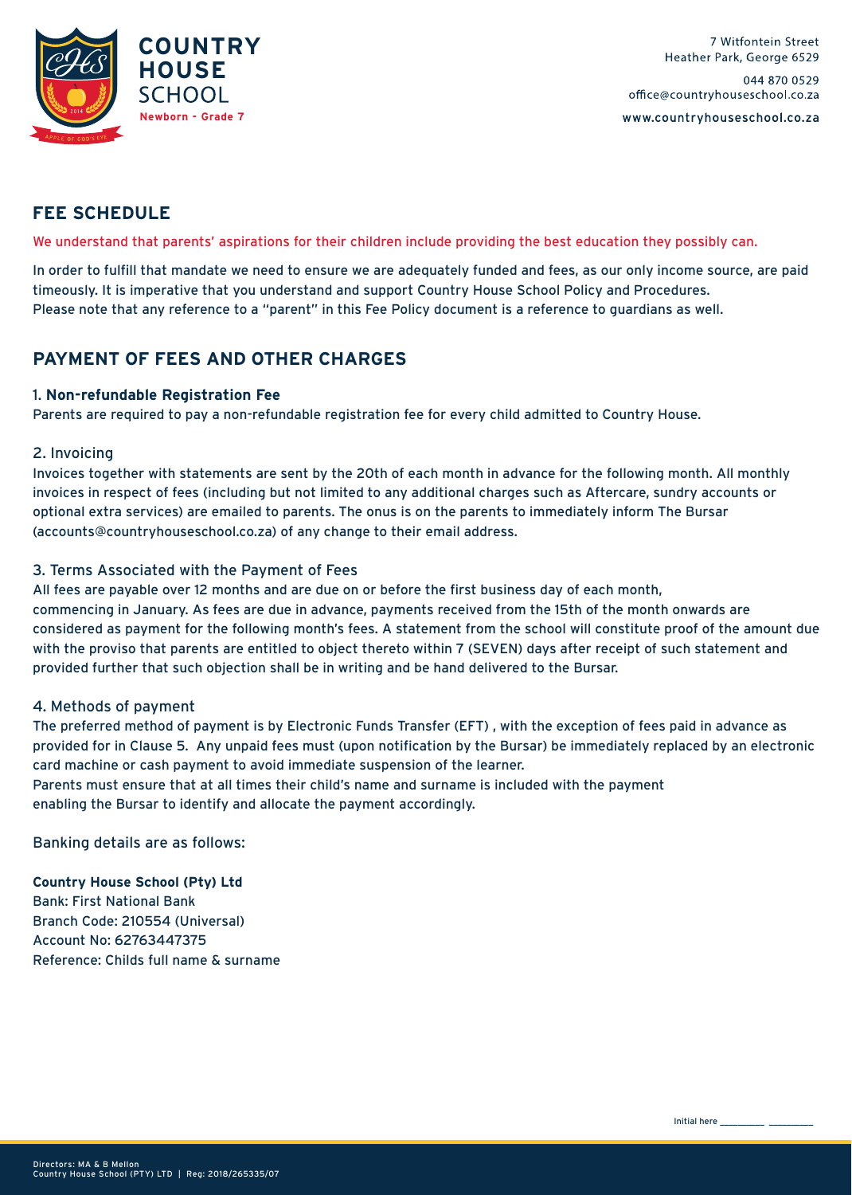**COUNTRY HOUSE SCHOOL**
Newborn - Grade 7

7 Witfontein Street
Heather Park, George 6529

044 870 0529
office@countryhouseschool.co.za

www.countryhouseschool.co.za

## FEE SCHEDULE

We understand that parents' aspirations for their children include providing the best education they possibly can.

In order to fulfill that mandate we need to ensure we are adequately funded and fees, as our only income source, are paid timeously. It is imperative that you understand and support Country House School Policy and Procedures.
Please note that any reference to a "parent" in this Fee Policy document is a reference to guardians as well.

## PAYMENT OF FEES AND OTHER CHARGES

### 1. Non-refundable Registration Fee

Parents are required to pay a non-refundable registration fee for every child admitted to Country House.

### 2. Invoicing

Invoices together with statements are sent by the 20th of each month in advance for the following month. All monthly invoices in respect of fees (including but not limited to any additional charges such as Aftercare, sundry accounts or optional extra services) are emailed to parents. The onus is on the parents to immediately inform The Bursar (accounts@countryhouseschool.co.za) of any change to their email address.

### 3. Terms Associated with the Payment of Fees

All fees are payable over 12 months and are due on or before the first business day of each month, commencing in January. As fees are due in advance, payments received from the 15th of the month onwards are considered as payment for the following month's fees. A statement from the school will constitute proof of the amount due with the proviso that parents are entitled to object thereto within 7 (SEVEN) days after receipt of such statement and provided further that such objection shall be in writing and be hand delivered to the Bursar.

### 4. Methods of payment

The preferred method of payment is by Electronic Funds Transfer (EFT) , with the exception of fees paid in advance as provided for in Clause 5. Any unpaid fees must (upon notification by the Bursar) be immediately replaced by an electronic card machine or cash payment to avoid immediate suspension of the learner.
Parents must ensure that at all times their child's name and surname is included with the payment enabling the Bursar to identify and allocate the payment accordingly.

Banking details are as follows:

**Country House School (Pty) Ltd**
Bank: First National Bank
Branch Code: 210554 (Universal)
Account No: 62763447375
Reference: Childs full name & surname

Initial here _________ _________

Directors: MA & B Mellon
Country House School (PTY) LTD | Reg: 2018/265335/07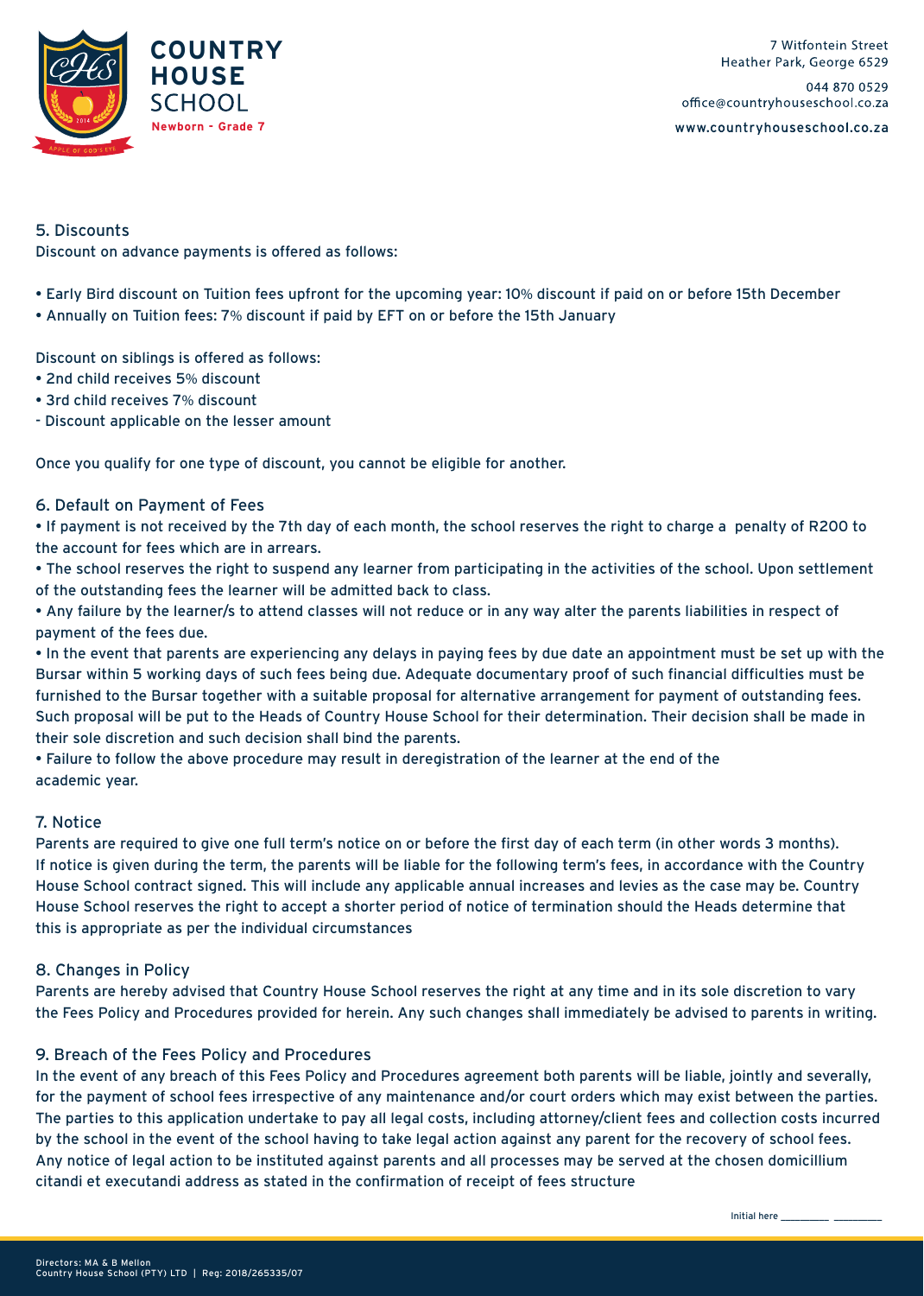## 5. Discounts

Discount on advance payments is offered as follows:

- Early Bird discount on Tuition fees upfront for the upcoming year: 10% discount if paid on or before 15th December
- Annually on Tuition fees: 7% discount if paid by EFT on or before the 15th January

Discount on siblings is offered as follows:

- 2nd child receives 5% discount
- 3rd child receives 7% discount

- Discount applicable on the lesser amount

Once you qualify for one type of discount, you cannot be eligible for another.

## 6. Default on Payment of Fees

- If payment is not received by the 7th day of each month, the school reserves the right to charge a penalty of R200 to the account for fees which are in arrears.
- The school reserves the right to suspend any learner from participating in the activities of the school. Upon settlement of the outstanding fees the learner will be admitted back to class.
- Any failure by the learner/s to attend classes will not reduce or in any way alter the parents liabilities in respect of payment of the fees due.
- In the event that parents are experiencing any delays in paying fees by due date an appointment must be set up with the Bursar within 5 working days of such fees being due. Adequate documentary proof of such financial difficulties must be furnished to the Bursar together with a suitable proposal for alternative arrangement for payment of outstanding fees. Such proposal will be put to the Heads of Country House School for their determination. Their decision shall be made in their sole discretion and such decision shall bind the parents.
- Failure to follow the above procedure may result in deregistration of the learner at the end of the academic year.

## 7. Notice

Parents are required to give one full term's notice on or before the first day of each term (in other words 3 months). If notice is given during the term, the parents will be liable for the following term's fees, in accordance with the Country House School contract signed. This will include any applicable annual increases and levies as the case may be. Country House School reserves the right to accept a shorter period of notice of termination should the Heads determine that this is appropriate as per the individual circumstances

## 8. Changes in Policy

Parents are hereby advised that Country House School reserves the right at any time and in its sole discretion to vary the Fees Policy and Procedures provided for herein. Any such changes shall immediately be advised to parents in writing.

## 9. Breach of the Fees Policy and Procedures

In the event of any breach of this Fees Policy and Procedures agreement both parents will be liable, jointly and severally, for the payment of school fees irrespective of any maintenance and/or court orders which may exist between the parties. The parties to this application undertake to pay all legal costs, including attorney/client fees and collection costs incurred by the school in the event of the school having to take legal action against any parent for the recovery of school fees. Any notice of legal action to be instituted against parents and all processes may be served at the chosen domicillium citandi et executandi address as stated in the confirmation of receipt of fees structure

Initial here _________ _________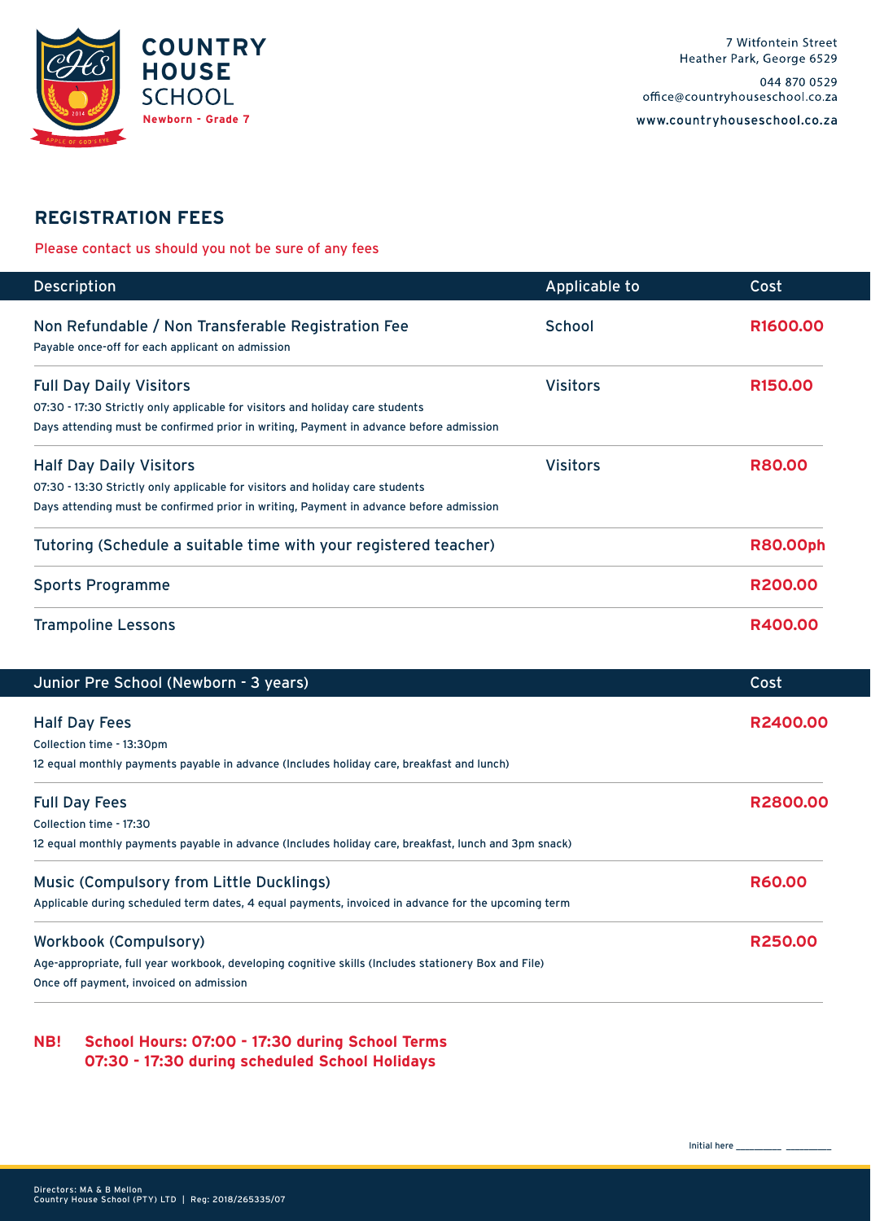COUNTRY HOUSE SCHOOL
Newborn - Grade 7

7 Witfontein Street
Heather Park, George 6529

044 870 0529
office@countryhouseschool.co.za

www.countryhouseschool.co.za

## REGISTRATION FEES

Please contact us should you not be sure of any fees

| Description | Applicable to | Cost |
| --- | --- | --- |
| Non Refundable / Non Transferable Registration Fee<br>Payable once-off for each applicant on admission | School | R1600.00 |
| Full Day Daily Visitors<br>07:30 - 17:30 Strictly only applicable for visitors and holiday care students<br>Days attending must be confirmed prior in writing, Payment in advance before admission | Visitors | R150.00 |
| Half Day Daily Visitors<br>07:30 - 13:30 Strictly only applicable for visitors and holiday care students<br>Days attending must be confirmed prior in writing, Payment in advance before admission | Visitors | R80.00 |
| Tutoring (Schedule a suitable time with your registered teacher) | | R80.00ph |
| Sports Programme | | R200.00 |
| Trampoline Lessons | | R400.00 |

| Junior Pre School (Newborn - 3 years) | Cost |
| --- | --- |
| Half Day Fees<br>Collection time - 13:30pm<br>12 equal monthly payments payable in advance (Includes holiday care, breakfast and lunch) | R2400.00 |
| Full Day Fees<br>Collection time - 17:30<br>12 equal monthly payments payable in advance (Includes holiday care, breakfast, lunch and 3pm snack) | R2800.00 |
| Music (Compulsory from Little Ducklings)<br>Applicable during scheduled term dates, 4 equal payments, invoiced in advance for the upcoming term | R60.00 |
| Workbook (Compulsory)<br>Age-appropriate, full year workbook, developing cognitive skills (Includes stationery Box and File)<br>Once off payment, invoiced on admission | R250.00 |

**NB! School Hours: 07:00 - 17:30 during School Terms**
**07:30 - 17:30 during scheduled School Holidays**

Initial here _________ _________

Directors: MA & B Mellon
Country House School (PTY) LTD | Reg: 2018/265335/07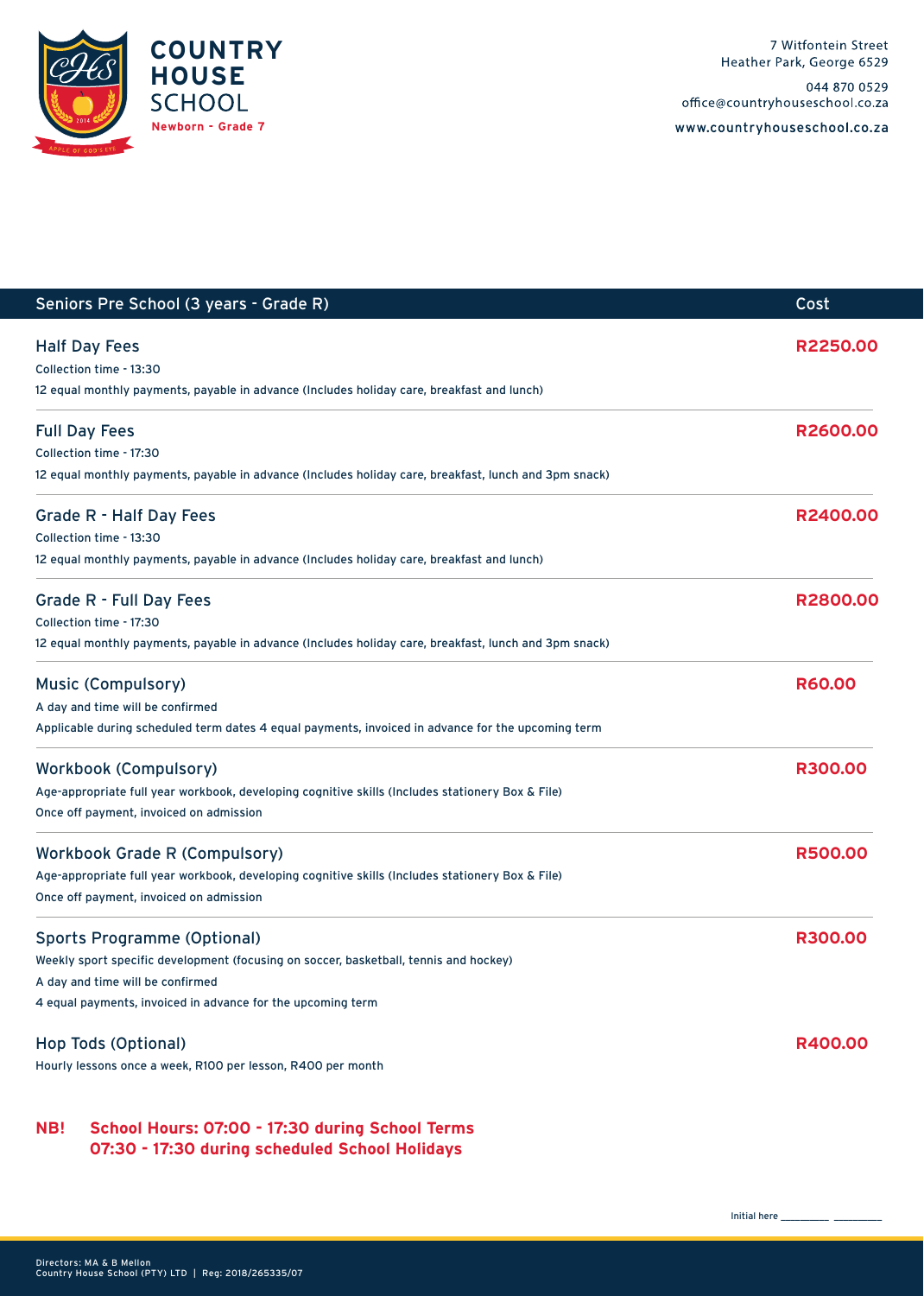# COUNTRY HOUSE SCHOOL

**Newborn - Grade 7**

7 Witfontein Street
Heather Park, George 6529

044 870 0529
office@countryhouseschool.co.za

www.countryhouseschool.co.za

| Seniors Pre School (3 years - Grade R) | Cost |
| --- | --- |
| **Half Day Fees**<br>Collection time - 13:30<br>12 equal monthly payments, payable in advance (Includes holiday care, breakfast and lunch) | **R2250.00** |
| **Full Day Fees**<br>Collection time - 17:30<br>12 equal monthly payments, payable in advance (Includes holiday care, breakfast, lunch and 3pm snack) | **R2600.00** |
| **Grade R - Half Day Fees**<br>Collection time - 13:30<br>12 equal monthly payments, payable in advance (Includes holiday care, breakfast and lunch) | **R2400.00** |
| **Grade R - Full Day Fees**<br>Collection time - 17:30<br>12 equal monthly payments, payable in advance (Includes holiday care, breakfast, lunch and 3pm snack) | **R2800.00** |
| **Music (Compulsory)**<br>A day and time will be confirmed<br>Applicable during scheduled term dates 4 equal payments, invoiced in advance for the upcoming term | **R60.00** |
| **Workbook (Compulsory)**<br>Age-appropriate full year workbook, developing cognitive skills (Includes stationery Box & File)<br>Once off payment, invoiced on admission | **R300.00** |
| **Workbook Grade R (Compulsory)**<br>Age-appropriate full year workbook, developing cognitive skills (Includes stationery Box & File)<br>Once off payment, invoiced on admission | **R500.00** |
| **Sports Programme (Optional)**<br>Weekly sport specific development (focusing on soccer, basketball, tennis and hockey)<br>A day and time will be confirmed<br>4 equal payments, invoiced in advance for the upcoming term | **R300.00** |
| **Hop Tods (Optional)**<br>Hourly lessons once a week, R100 per lesson, R400 per month | **R400.00** |

**NB! School Hours: 07:00 - 17:30 during School Terms**
**07:30 - 17:30 during scheduled School Holidays**

Initial here ________ ________

Directors: MA & B Mellon
Country House School (PTY) LTD | Reg: 2018/265335/07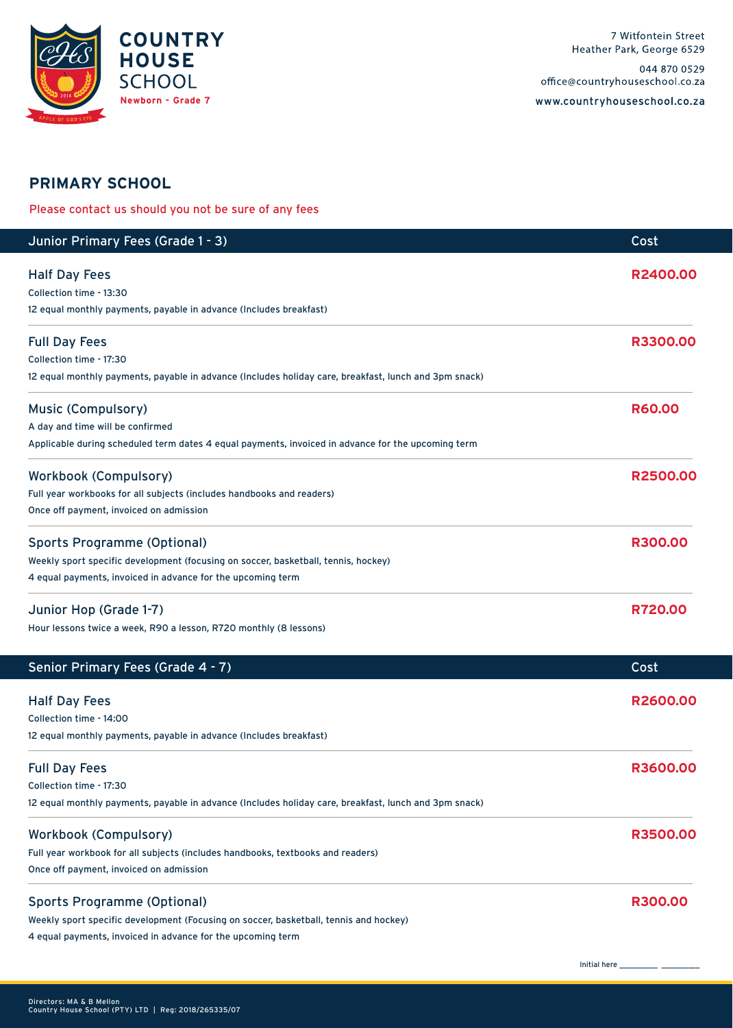**COUNTRY HOUSE SCHOOL**
**Newborn - Grade 7**

7 Witfontein Street
Heather Park, George 6529

044 870 0529
office@countryhouseschool.co.za

www.countryhouseschool.co.za

## PRIMARY SCHOOL

Please contact us should you not be sure of any fees

| Junior Primary Fees (Grade 1 - 3) | Cost |
|---|---|
| **Half Day Fees**<br>Collection time - 13:30<br>12 equal monthly payments, payable in advance (Includes breakfast) | **R2400.00** |
| **Full Day Fees**<br>Collection time - 17:30<br>12 equal monthly payments, payable in advance (Includes holiday care, breakfast, lunch and 3pm snack) | **R3300.00** |
| **Music (Compulsory)**<br>A day and time will be confirmed<br>Applicable during scheduled term dates 4 equal payments, invoiced in advance for the upcoming term | **R60.00** |
| **Workbook (Compulsory)**<br>Full year workbooks for all subjects (includes handbooks and readers)<br>Once off payment, invoiced on admission | **R2500.00** |
| **Sports Programme (Optional)**<br>Weekly sport specific development (focusing on soccer, basketball, tennis, hockey)<br>4 equal payments, invoiced in advance for the upcoming term | **R300.00** |
| **Junior Hop (Grade 1-7)**<br>Hour lessons twice a week, R90 a lesson, R720 monthly (8 lessons) | **R720.00** |

| Senior Primary Fees (Grade 4 - 7) | Cost |
|---|---|
| **Half Day Fees**<br>Collection time - 14:00<br>12 equal monthly payments, payable in advance (Includes breakfast) | **R2600.00** |
| **Full Day Fees**<br>Collection time - 17:30<br>12 equal monthly payments, payable in advance (Includes holiday care, breakfast, lunch and 3pm snack) | **R3600.00** |
| **Workbook (Compulsory)**<br>Full year workbook for all subjects (includes handbooks, textbooks and readers)<br>Once off payment, invoiced on admission | **R3500.00** |
| **Sports Programme (Optional)**<br>Weekly sport specific development (Focusing on soccer, basketball, tennis and hockey)<br>4 equal payments, invoiced in advance for the upcoming term | **R300.00** |

Initial here __________ __________

Directors: MA & B Mellon
Country House School (PTY) LTD | Reg: 2018/265335/07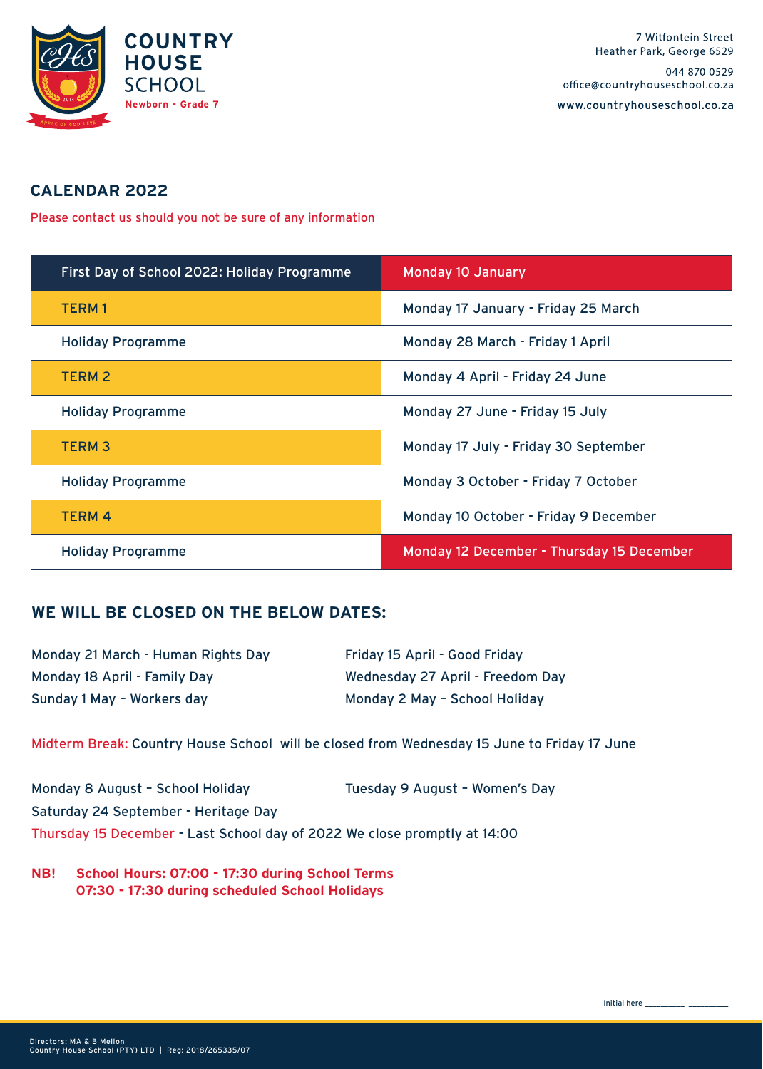# COUNTRY HOUSE SCHOOL

Newborn - Grade 7

7 Witfontein Street
Heather Park, George 6529

044 870 0529
office@countryhouseschool.co.za

www.countryhouseschool.co.za

## CALENDAR 2022

Please contact us should you not be sure of any information

| | |
|---|---|
| First Day of School 2022: Holiday Programme | Monday 10 January |
| TERM 1 | Monday 17 January - Friday 25 March |
| Holiday Programme | Monday 28 March - Friday 1 April |
| TERM 2 | Monday 4 April - Friday 24 June |
| Holiday Programme | Monday 27 June - Friday 15 July |
| TERM 3 | Monday 17 July - Friday 30 September |
| Holiday Programme | Monday 3 October - Friday 7 October |
| TERM 4 | Monday 10 October - Friday 9 December |
| Holiday Programme | Monday 12 December - Thursday 15 December |

## WE WILL BE CLOSED ON THE BELOW DATES:

Monday 21 March - Human Rights Day
Friday 15 April - Good Friday
Monday 18 April - Family Day
Wednesday 27 April - Freedom Day
Sunday 1 May – Workers day
Monday 2 May – School Holiday

Midterm Break: Country House School will be closed from Wednesday 15 June to Friday 17 June

Monday 8 August – School Holiday
Tuesday 9 August – Women's Day
Saturday 24 September - Heritage Day
Thursday 15 December - Last School day of 2022 We close promptly at 14:00

**NB! School Hours: 07:00 - 17:30 during School Terms**
**07:30 - 17:30 during scheduled School Holidays**

Initial here _________ _________

Directors: MA & B Mellon
Country House School (PTY) LTD | Reg: 2018/265335/07